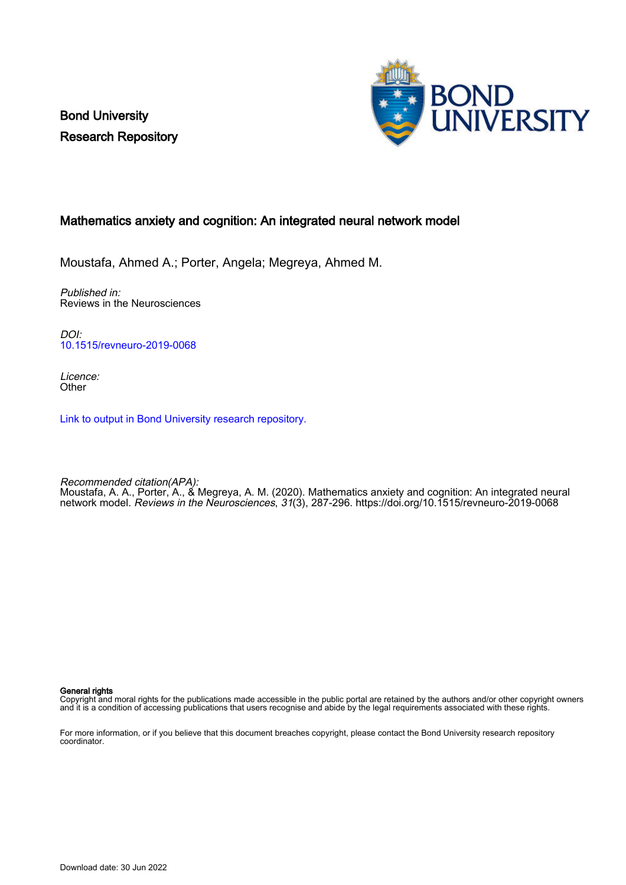Bond University
Research Repository

# Mathematics anxiety and cognition: An integrated neural network model

Moustafa, Ahmed A.; Porter, Angela; Megreya, Ahmed M.

*Published in:*
Reviews in the Neurosciences

*DOI:*
10.1515/revneuro-2019-0068

*Licence:*
Other

Link to output in Bond University research repository.

*Recommended citation(APA):*
Moustafa, A. A., Porter, A., & Megreya, A. M. (2020). Mathematics anxiety and cognition: An integrated neural network model. *Reviews in the Neurosciences*, *31*(3), 287-296. https://doi.org/10.1515/revneuro-2019-0068

**General rights**
Copyright and moral rights for the publications made accessible in the public portal are retained by the authors and/or other copyright owners and it is a condition of accessing publications that users recognise and abide by the legal requirements associated with these rights.

For more information, or if you believe that this document breaches copyright, please contact the Bond University research repository coordinator.

Download date: 30 Jun 2022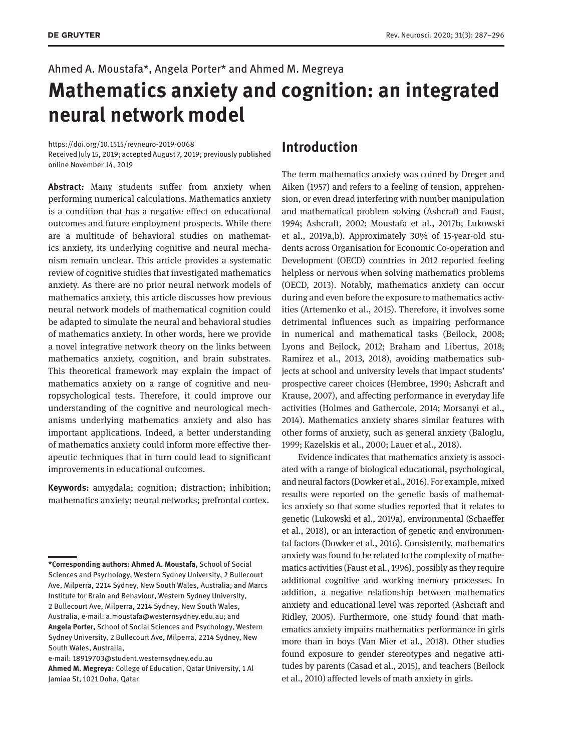Ahmed A. Moustafa*, Angela Porter* and Ahmed M. Megreya

# Mathematics anxiety and cognition: an integrated neural network model

https://doi.org/10.1515/revneuro-2019-0068
Received July 15, 2019; accepted August 7, 2019; previously published online November 14, 2019

**Abstract:** Many students suffer from anxiety when performing numerical calculations. Mathematics anxiety is a condition that has a negative effect on educational outcomes and future employment prospects. While there are a multitude of behavioral studies on mathematics anxiety, its underlying cognitive and neural mechanism remain unclear. This article provides a systematic review of cognitive studies that investigated mathematics anxiety. As there are no prior neural network models of mathematics anxiety, this article discusses how previous neural network models of mathematical cognition could be adapted to simulate the neural and behavioral studies of mathematics anxiety. In other words, here we provide a novel integrative network theory on the links between mathematics anxiety, cognition, and brain substrates. This theoretical framework may explain the impact of mathematics anxiety on a range of cognitive and neuropsychological tests. Therefore, it could improve our understanding of the cognitive and neurological mechanisms underlying mathematics anxiety and also has important applications. Indeed, a better understanding of mathematics anxiety could inform more effective therapeutic techniques that in turn could lead to significant improvements in educational outcomes.

**Keywords:** amygdala; cognition; distraction; inhibition; mathematics anxiety; neural networks; prefrontal cortex.

**\*Corresponding authors: Ahmed A. Moustafa,** School of Social Sciences and Psychology, Western Sydney University, 2 Bullecourt Ave, Milperra, 2214 Sydney, New South Wales, Australia; and Marcs Institute for Brain and Behaviour, Western Sydney University, 2 Bullecourt Ave, Milperra, 2214 Sydney, New South Wales, Australia, e-mail: a.moustafa@westernsydney.edu.au; and **Angela Porter,** School of Social Sciences and Psychology, Western Sydney University, 2 Bullecourt Ave, Milperra, 2214 Sydney, New South Wales, Australia,
e-mail: 18919703@student.westernsydney.edu.au
**Ahmed M. Megreya:** College of Education, Qatar University, 1 Al Jamiaa St, 1021 Doha, Qatar

## Introduction

The term mathematics anxiety was coined by Dreger and Aiken (1957) and refers to a feeling of tension, apprehension, or even dread interfering with number manipulation and mathematical problem solving (Ashcraft and Faust, 1994; Ashcraft, 2002; Moustafa et al., 2017b; Lukowski et al., 2019a,b). Approximately 30% of 15-year-old students across Organisation for Economic Co-operation and Development (OECD) countries in 2012 reported feeling helpless or nervous when solving mathematics problems (OECD, 2013). Notably, mathematics anxiety can occur during and even before the exposure to mathematics activities (Artemenko et al., 2015). Therefore, it involves some detrimental influences such as impairing performance in numerical and mathematical tasks (Beilock, 2008; Lyons and Beilock, 2012; Braham and Libertus, 2018; Ramirez et al., 2013, 2018), avoiding mathematics subjects at school and university levels that impact students' prospective career choices (Hembree, 1990; Ashcraft and Krause, 2007), and affecting performance in everyday life activities (Holmes and Gathercole, 2014; Morsanyi et al., 2014). Mathematics anxiety shares similar features with other forms of anxiety, such as general anxiety (Baloglu, 1999; Kazelskis et al., 2000; Lauer et al., 2018).

Evidence indicates that mathematics anxiety is associated with a range of biological educational, psychological, and neural factors (Dowker et al., 2016). For example, mixed results were reported on the genetic basis of mathematics anxiety so that some studies reported that it relates to genetic (Lukowski et al., 2019a), environmental (Schaeffer et al., 2018), or an interaction of genetic and environmental factors (Dowker et al., 2016). Consistently, mathematics anxiety was found to be related to the complexity of mathematics activities (Faust et al., 1996), possibly as they require additional cognitive and working memory processes. In addition, a negative relationship between mathematics anxiety and educational level was reported (Ashcraft and Ridley, 2005). Furthermore, one study found that mathematics anxiety impairs mathematics performance in girls more than in boys (Van Mier et al., 2018). Other studies found exposure to gender stereotypes and negative attitudes by parents (Casad et al., 2015), and teachers (Beilock et al., 2010) affected levels of math anxiety in girls.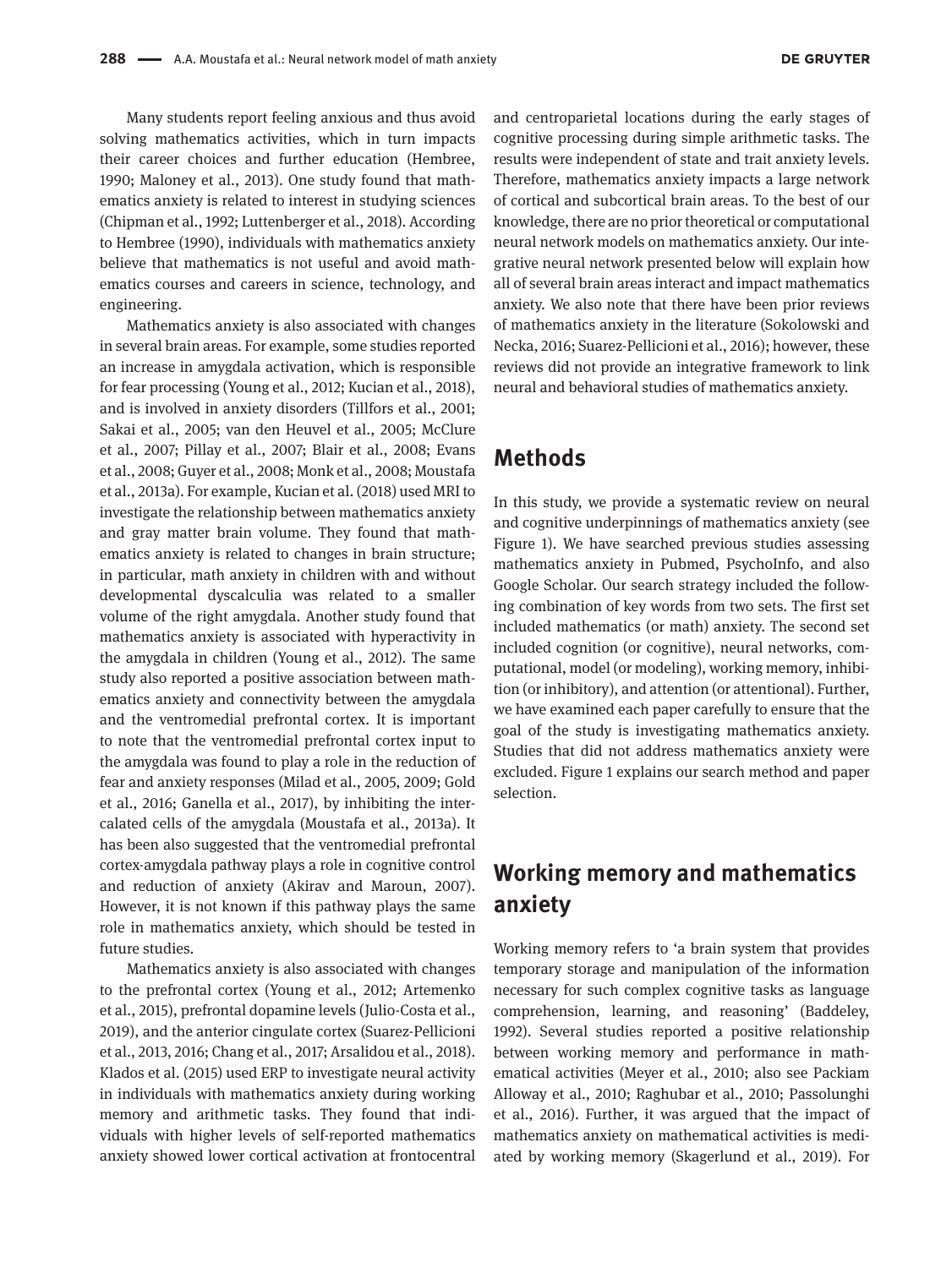Many students report feeling anxious and thus avoid solving mathematics activities, which in turn impacts their career choices and further education (Hembree, 1990; Maloney et al., 2013). One study found that mathematics anxiety is related to interest in studying sciences (Chipman et al., 1992; Luttenberger et al., 2018). According to Hembree (1990), individuals with mathematics anxiety believe that mathematics is not useful and avoid mathematics courses and careers in science, technology, and engineering.

Mathematics anxiety is also associated with changes in several brain areas. For example, some studies reported an increase in amygdala activation, which is responsible for fear processing (Young et al., 2012; Kucian et al., 2018), and is involved in anxiety disorders (Tillfors et al., 2001; Sakai et al., 2005; van den Heuvel et al., 2005; McClure et al., 2007; Pillay et al., 2007; Blair et al., 2008; Evans et al., 2008; Guyer et al., 2008; Monk et al., 2008; Moustafa et al., 2013a). For example, Kucian et al. (2018) used MRI to investigate the relationship between mathematics anxiety and gray matter brain volume. They found that mathematics anxiety is related to changes in brain structure; in particular, math anxiety in children with and without developmental dyscalculia was related to a smaller volume of the right amygdala. Another study found that mathematics anxiety is associated with hyperactivity in the amygdala in children (Young et al., 2012). The same study also reported a positive association between mathematics anxiety and connectivity between the amygdala and the ventromedial prefrontal cortex. It is important to note that the ventromedial prefrontal cortex input to the amygdala was found to play a role in the reduction of fear and anxiety responses (Milad et al., 2005, 2009; Gold et al., 2016; Ganella et al., 2017), by inhibiting the intercalated cells of the amygdala (Moustafa et al., 2013a). It has been also suggested that the ventromedial prefrontal cortex-amygdala pathway plays a role in cognitive control and reduction of anxiety (Akirav and Maroun, 2007). However, it is not known if this pathway plays the same role in mathematics anxiety, which should be tested in future studies.

Mathematics anxiety is also associated with changes to the prefrontal cortex (Young et al., 2012; Artemenko et al., 2015), prefrontal dopamine levels (Julio-Costa et al., 2019), and the anterior cingulate cortex (Suarez-Pellicioni et al., 2013, 2016; Chang et al., 2017; Arsalidou et al., 2018). Klados et al. (2015) used ERP to investigate neural activity in individuals with mathematics anxiety during working memory and arithmetic tasks. They found that individuals with higher levels of self-reported mathematics anxiety showed lower cortical activation at frontocentral and centroparietal locations during the early stages of cognitive processing during simple arithmetic tasks. The results were independent of state and trait anxiety levels. Therefore, mathematics anxiety impacts a large network of cortical and subcortical brain areas. To the best of our knowledge, there are no prior theoretical or computational neural network models on mathematics anxiety. Our integrative neural network presented below will explain how all of several brain areas interact and impact mathematics anxiety. We also note that there have been prior reviews of mathematics anxiety in the literature (Sokolowski and Necka, 2016; Suarez-Pellicioni et al., 2016); however, these reviews did not provide an integrative framework to link neural and behavioral studies of mathematics anxiety.

## Methods

In this study, we provide a systematic review on neural and cognitive underpinnings of mathematics anxiety (see Figure 1). We have searched previous studies assessing mathematics anxiety in Pubmed, PsychoInfo, and also Google Scholar. Our search strategy included the following combination of key words from two sets. The first set included mathematics (or math) anxiety. The second set included cognition (or cognitive), neural networks, computational, model (or modeling), working memory, inhibition (or inhibitory), and attention (or attentional). Further, we have examined each paper carefully to ensure that the goal of the study is investigating mathematics anxiety. Studies that did not address mathematics anxiety were excluded. Figure 1 explains our search method and paper selection.

## Working memory and mathematics anxiety

Working memory refers to 'a brain system that provides temporary storage and manipulation of the information necessary for such complex cognitive tasks as language comprehension, learning, and reasoning' (Baddeley, 1992). Several studies reported a positive relationship between working memory and performance in mathematical activities (Meyer et al., 2010; also see Packiam Alloway et al., 2010; Raghubar et al., 2010; Passolunghi et al., 2016). Further, it was argued that the impact of mathematics anxiety on mathematical activities is mediated by working memory (Skagerlund et al., 2019). For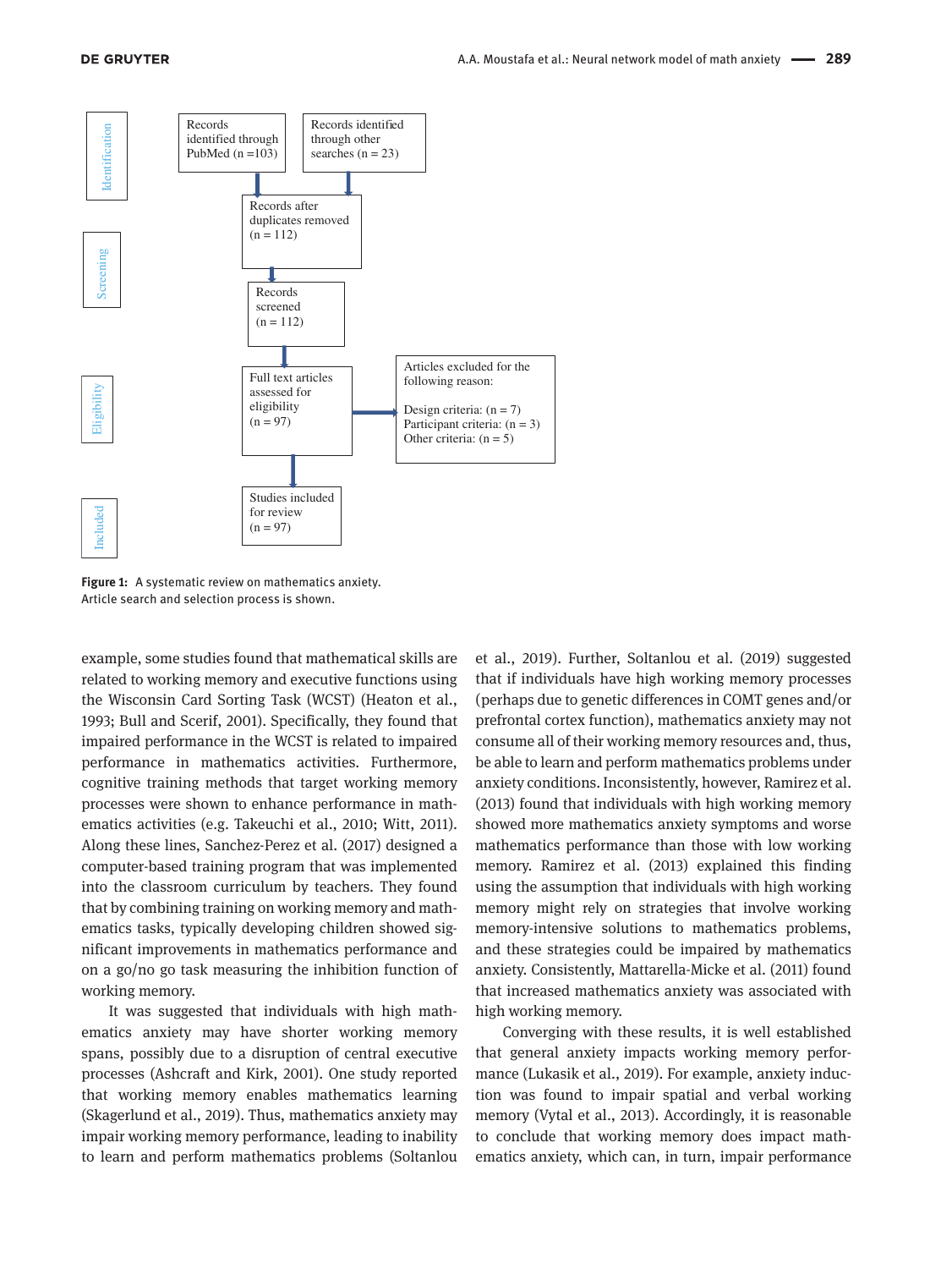Identification

Records identified through PubMed (n = 103)

Records identified through other searches (n = 23)

Records after duplicates removed (n = 112)

Screening

Records screened (n = 112)

Eligibility

Full text articles assessed for eligibility (n = 97)

Articles excluded for the following reason:

Design criteria: (n = 7)
Participant criteria: (n = 3)
Other criteria: (n = 5)

Included

Studies included for review (n = 97)

**Figure 1:** A systematic review on mathematics anxiety. Article search and selection process is shown.

example, some studies found that mathematical skills are related to working memory and executive functions using the Wisconsin Card Sorting Task (WCST) (Heaton et al., 1993; Bull and Scerif, 2001). Specifically, they found that impaired performance in the WCST is related to impaired performance in mathematics activities. Furthermore, cognitive training methods that target working memory processes were shown to enhance performance in mathematics activities (e.g. Takeuchi et al., 2010; Witt, 2011). Along these lines, Sanchez-Perez et al. (2017) designed a computer-based training program that was implemented into the classroom curriculum by teachers. They found that by combining training on working memory and mathematics tasks, typically developing children showed significant improvements in mathematics performance and on a go/no go task measuring the inhibition function of working memory.

It was suggested that individuals with high mathematics anxiety may have shorter working memory spans, possibly due to a disruption of central executive processes (Ashcraft and Kirk, 2001). One study reported that working memory enables mathematics learning (Skagerlund et al., 2019). Thus, mathematics anxiety may impair working memory performance, leading to inability to learn and perform mathematics problems (Soltanlou et al., 2019). Further, Soltanlou et al. (2019) suggested that if individuals have high working memory processes (perhaps due to genetic differences in COMT genes and/or prefrontal cortex function), mathematics anxiety may not consume all of their working memory resources and, thus, be able to learn and perform mathematics problems under anxiety conditions. Inconsistently, however, Ramirez et al. (2013) found that individuals with high working memory showed more mathematics anxiety symptoms and worse mathematics performance than those with low working memory. Ramirez et al. (2013) explained this finding using the assumption that individuals with high working memory might rely on strategies that involve working memory-intensive solutions to mathematics problems, and these strategies could be impaired by mathematics anxiety. Consistently, Mattarella-Micke et al. (2011) found that increased mathematics anxiety was associated with high working memory.

Converging with these results, it is well established that general anxiety impacts working memory performance (Lukasik et al., 2019). For example, anxiety induction was found to impair spatial and verbal working memory (Vytal et al., 2013). Accordingly, it is reasonable to conclude that working memory does impact mathematics anxiety, which can, in turn, impair performance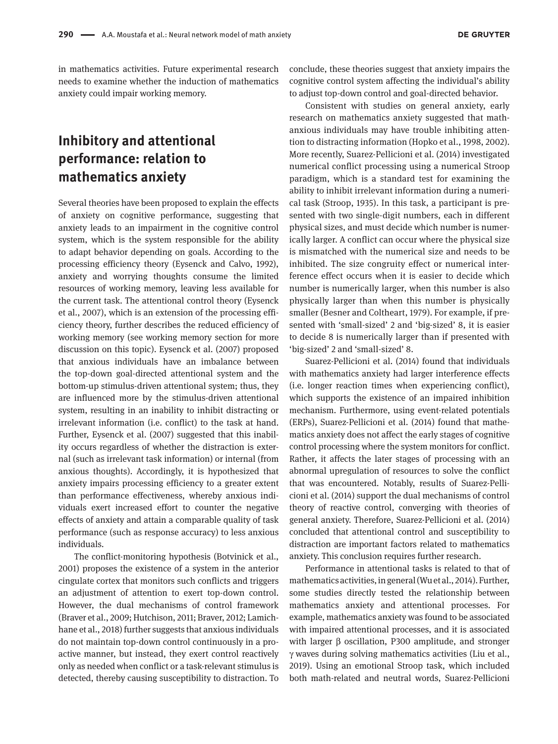in mathematics activities. Future experimental research needs to examine whether the induction of mathematics anxiety could impair working memory.

## Inhibitory and attentional performance: relation to mathematics anxiety

Several theories have been proposed to explain the effects of anxiety on cognitive performance, suggesting that anxiety leads to an impairment in the cognitive control system, which is the system responsible for the ability to adapt behavior depending on goals. According to the processing efficiency theory (Eysenck and Calvo, 1992), anxiety and worrying thoughts consume the limited resources of working memory, leaving less available for the current task. The attentional control theory (Eysenck et al., 2007), which is an extension of the processing efficiency theory, further describes the reduced efficiency of working memory (see working memory section for more discussion on this topic). Eysenck et al. (2007) proposed that anxious individuals have an imbalance between the top-down goal-directed attentional system and the bottom-up stimulus-driven attentional system; thus, they are influenced more by the stimulus-driven attentional system, resulting in an inability to inhibit distracting or irrelevant information (i.e. conflict) to the task at hand. Further, Eysenck et al. (2007) suggested that this inability occurs regardless of whether the distraction is external (such as irrelevant task information) or internal (from anxious thoughts). Accordingly, it is hypothesized that anxiety impairs processing efficiency to a greater extent than performance effectiveness, whereby anxious individuals exert increased effort to counter the negative effects of anxiety and attain a comparable quality of task performance (such as response accuracy) to less anxious individuals.

The conflict-monitoring hypothesis (Botvinick et al., 2001) proposes the existence of a system in the anterior cingulate cortex that monitors such conflicts and triggers an adjustment of attention to exert top-down control. However, the dual mechanisms of control framework (Braver et al., 2009; Hutchison, 2011; Braver, 2012; Lamichhane et al., 2018) further suggests that anxious individuals do not maintain top-down control continuously in a proactive manner, but instead, they exert control reactively only as needed when conflict or a task-relevant stimulus is detected, thereby causing susceptibility to distraction. To conclude, these theories suggest that anxiety impairs the cognitive control system affecting the individual's ability to adjust top-down control and goal-directed behavior.

Consistent with studies on general anxiety, early research on mathematics anxiety suggested that math-anxious individuals may have trouble inhibiting attention to distracting information (Hopko et al., 1998, 2002). More recently, Suarez-Pellicioni et al. (2014) investigated numerical conflict processing using a numerical Stroop paradigm, which is a standard test for examining the ability to inhibit irrelevant information during a numerical task (Stroop, 1935). In this task, a participant is presented with two single-digit numbers, each in different physical sizes, and must decide which number is numerically larger. A conflict can occur where the physical size is mismatched with the numerical size and needs to be inhibited. The size congruity effect or numerical interference effect occurs when it is easier to decide which number is numerically larger, when this number is also physically larger than when this number is physically smaller (Besner and Coltheart, 1979). For example, if presented with 'small-sized' 2 and 'big-sized' 8, it is easier to decide 8 is numerically larger than if presented with 'big-sized' 2 and 'small-sized' 8.

Suarez-Pellicioni et al. (2014) found that individuals with mathematics anxiety had larger interference effects (i.e. longer reaction times when experiencing conflict), which supports the existence of an impaired inhibition mechanism. Furthermore, using event-related potentials (ERPs), Suarez-Pellicioni et al. (2014) found that mathematics anxiety does not affect the early stages of cognitive control processing where the system monitors for conflict. Rather, it affects the later stages of processing with an abnormal upregulation of resources to solve the conflict that was encountered. Notably, results of Suarez-Pellicioni et al. (2014) support the dual mechanisms of control theory of reactive control, converging with theories of general anxiety. Therefore, Suarez-Pellicioni et al. (2014) concluded that attentional control and susceptibility to distraction are important factors related to mathematics anxiety. This conclusion requires further research.

Performance in attentional tasks is related to that of mathematics activities, in general (Wu et al., 2014). Further, some studies directly tested the relationship between mathematics anxiety and attentional processes. For example, mathematics anxiety was found to be associated with impaired attentional processes, and it is associated with larger $\beta$ oscillation, P300 amplitude, and stronger $\gamma$ waves during solving mathematics activities (Liu et al., 2019). Using an emotional Stroop task, which included both math-related and neutral words, Suarez-Pellicioni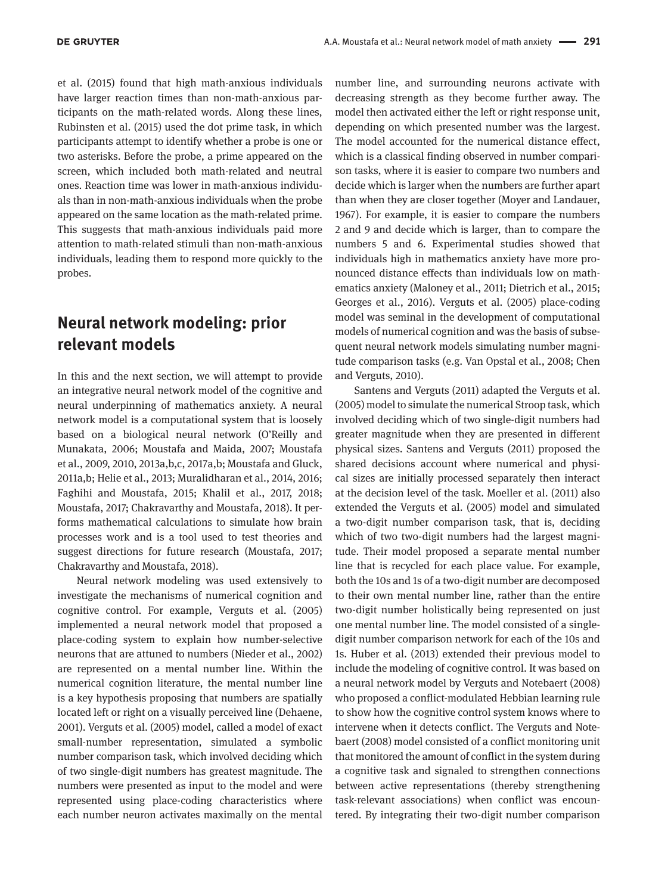et al. (2015) found that high math-anxious individuals have larger reaction times than non-math-anxious participants on the math-related words. Along these lines, Rubinsten et al. (2015) used the dot prime task, in which participants attempt to identify whether a probe is one or two asterisks. Before the probe, a prime appeared on the screen, which included both math-related and neutral ones. Reaction time was lower in math-anxious individuals than in non-math-anxious individuals when the probe appeared on the same location as the math-related prime. This suggests that math-anxious individuals paid more attention to math-related stimuli than non-math-anxious individuals, leading them to respond more quickly to the probes.

## Neural network modeling: prior relevant models

In this and the next section, we will attempt to provide an integrative neural network model of the cognitive and neural underpinning of mathematics anxiety. A neural network model is a computational system that is loosely based on a biological neural network (O'Reilly and Munakata, 2006; Moustafa and Maida, 2007; Moustafa et al., 2009, 2010, 2013a,b,c, 2017a,b; Moustafa and Gluck, 2011a,b; Helie et al., 2013; Muralidharan et al., 2014, 2016; Faghihi and Moustafa, 2015; Khalil et al., 2017, 2018; Moustafa, 2017; Chakravarthy and Moustafa, 2018). It performs mathematical calculations to simulate how brain processes work and is a tool used to test theories and suggest directions for future research (Moustafa, 2017; Chakravarthy and Moustafa, 2018).

Neural network modeling was used extensively to investigate the mechanisms of numerical cognition and cognitive control. For example, Verguts et al. (2005) implemented a neural network model that proposed a place-coding system to explain how number-selective neurons that are attuned to numbers (Nieder et al., 2002) are represented on a mental number line. Within the numerical cognition literature, the mental number line is a key hypothesis proposing that numbers are spatially located left or right on a visually perceived line (Dehaene, 2001). Verguts et al. (2005) model, called a model of exact small-number representation, simulated a symbolic number comparison task, which involved deciding which of two single-digit numbers has greatest magnitude. The numbers were presented as input to the model and were represented using place-coding characteristics where each number neuron activates maximally on the mental number line, and surrounding neurons activate with decreasing strength as they become further away. The model then activated either the left or right response unit, depending on which presented number was the largest. The model accounted for the numerical distance effect, which is a classical finding observed in number comparison tasks, where it is easier to compare two numbers and decide which is larger when the numbers are further apart than when they are closer together (Moyer and Landauer, 1967). For example, it is easier to compare the numbers 2 and 9 and decide which is larger, than to compare the numbers 5 and 6. Experimental studies showed that individuals high in mathematics anxiety have more pronounced distance effects than individuals low on mathematics anxiety (Maloney et al., 2011; Dietrich et al., 2015; Georges et al., 2016). Verguts et al. (2005) place-coding model was seminal in the development of computational models of numerical cognition and was the basis of subsequent neural network models simulating number magnitude comparison tasks (e.g. Van Opstal et al., 2008; Chen and Verguts, 2010).

Santens and Verguts (2011) adapted the Verguts et al. (2005) model to simulate the numerical Stroop task, which involved deciding which of two single-digit numbers had greater magnitude when they are presented in different physical sizes. Santens and Verguts (2011) proposed the shared decisions account where numerical and physical sizes are initially processed separately then interact at the decision level of the task. Moeller et al. (2011) also extended the Verguts et al. (2005) model and simulated a two-digit number comparison task, that is, deciding which of two two-digit numbers had the largest magnitude. Their model proposed a separate mental number line that is recycled for each place value. For example, both the 10s and 1s of a two-digit number are decomposed to their own mental number line, rather than the entire two-digit number holistically being represented on just one mental number line. The model consisted of a single-digit number comparison network for each of the 10s and 1s. Huber et al. (2013) extended their previous model to include the modeling of cognitive control. It was based on a neural network model by Verguts and Notebaert (2008) who proposed a conflict-modulated Hebbian learning rule to show how the cognitive control system knows where to intervene when it detects conflict. The Verguts and Notebaert (2008) model consisted of a conflict monitoring unit that monitored the amount of conflict in the system during a cognitive task and signaled to strengthen connections between active representations (thereby strengthening task-relevant associations) when conflict was encountered. By integrating their two-digit number comparison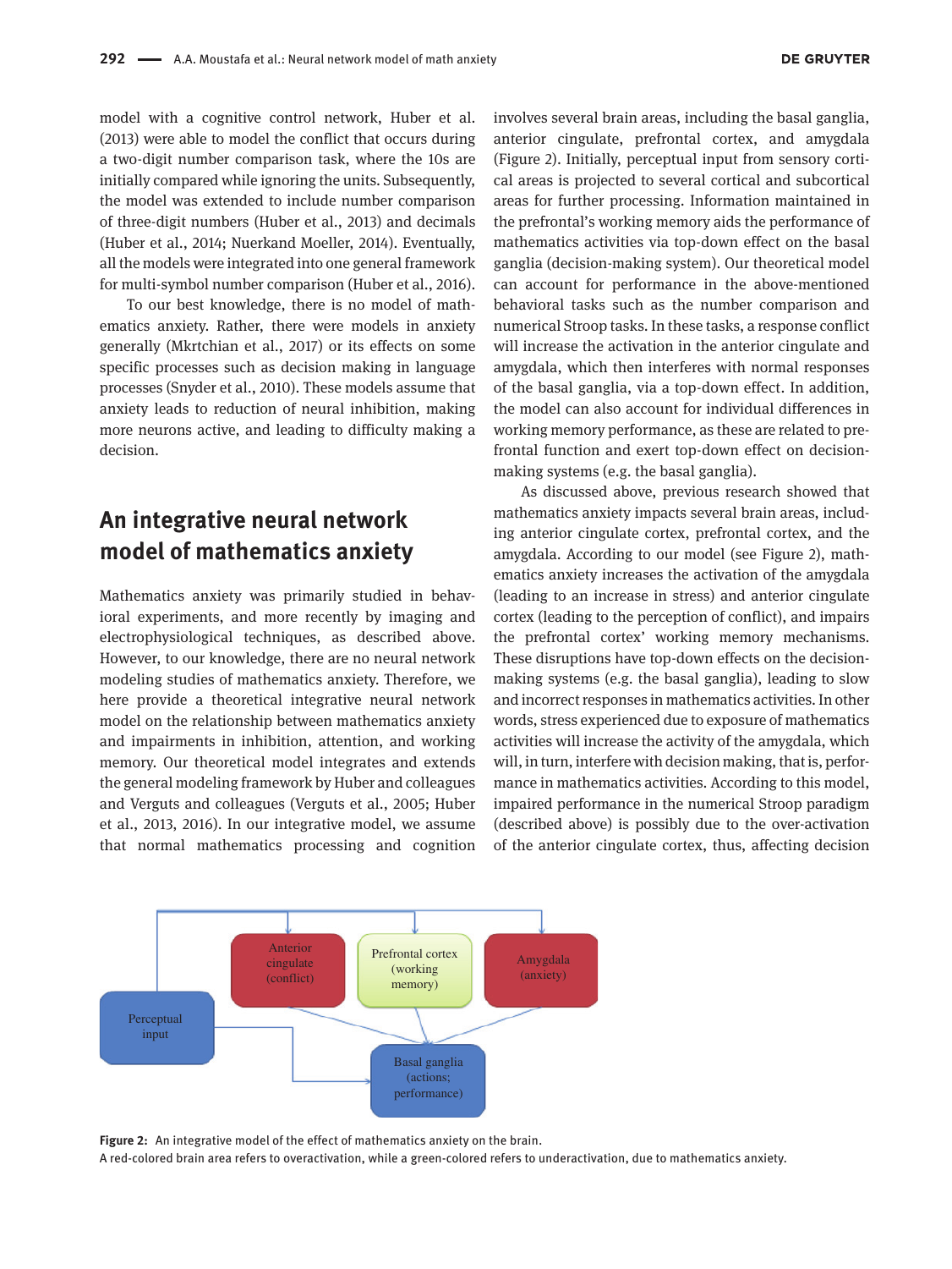model with a cognitive control network, Huber et al. (2013) were able to model the conflict that occurs during a two-digit number comparison task, where the 10s are initially compared while ignoring the units. Subsequently, the model was extended to include number comparison of three-digit numbers (Huber et al., 2013) and decimals (Huber et al., 2014; Nuerkand Moeller, 2014). Eventually, all the models were integrated into one general framework for multi-symbol number comparison (Huber et al., 2016).

To our best knowledge, there is no model of mathematics anxiety. Rather, there were models in anxiety generally (Mkrtchian et al., 2017) or its effects on some specific processes such as decision making in language processes (Snyder et al., 2010). These models assume that anxiety leads to reduction of neural inhibition, making more neurons active, and leading to difficulty making a decision.

## An integrative neural network model of mathematics anxiety

Mathematics anxiety was primarily studied in behavioral experiments, and more recently by imaging and electrophysiological techniques, as described above. However, to our knowledge, there are no neural network modeling studies of mathematics anxiety. Therefore, we here provide a theoretical integrative neural network model on the relationship between mathematics anxiety and impairments in inhibition, attention, and working memory. Our theoretical model integrates and extends the general modeling framework by Huber and colleagues and Verguts and colleagues (Verguts et al., 2005; Huber et al., 2013, 2016). In our integrative model, we assume that normal mathematics processing and cognition involves several brain areas, including the basal ganglia, anterior cingulate, prefrontal cortex, and amygdala (Figure 2). Initially, perceptual input from sensory cortical areas is projected to several cortical and subcortical areas for further processing. Information maintained in the prefrontal's working memory aids the performance of mathematics activities via top-down effect on the basal ganglia (decision-making system). Our theoretical model can account for performance in the above-mentioned behavioral tasks such as the number comparison and numerical Stroop tasks. In these tasks, a response conflict will increase the activation in the anterior cingulate and amygdala, which then interferes with normal responses of the basal ganglia, via a top-down effect. In addition, the model can also account for individual differences in working memory performance, as these are related to prefrontal function and exert top-down effect on decision-making systems (e.g. the basal ganglia).

As discussed above, previous research showed that mathematics anxiety impacts several brain areas, including anterior cingulate cortex, prefrontal cortex, and the amygdala. According to our model (see Figure 2), mathematics anxiety increases the activation of the amygdala (leading to an increase in stress) and anterior cingulate cortex (leading to the perception of conflict), and impairs the prefrontal cortex' working memory mechanisms. These disruptions have top-down effects on the decision-making systems (e.g. the basal ganglia), leading to slow and incorrect responses in mathematics activities. In other words, stress experienced due to exposure of mathematics activities will increase the activity of the amygdala, which will, in turn, interfere with decision making, that is, performance in mathematics activities. According to this model, impaired performance in the numerical Stroop paradigm (described above) is possibly due to the over-activation of the anterior cingulate cortex, thus, affecting decision

**Figure 2:** An integrative model of the effect of mathematics anxiety on the brain.
A red-colored brain area refers to overactivation, while a green-colored refers to underactivation, due to mathematics anxiety.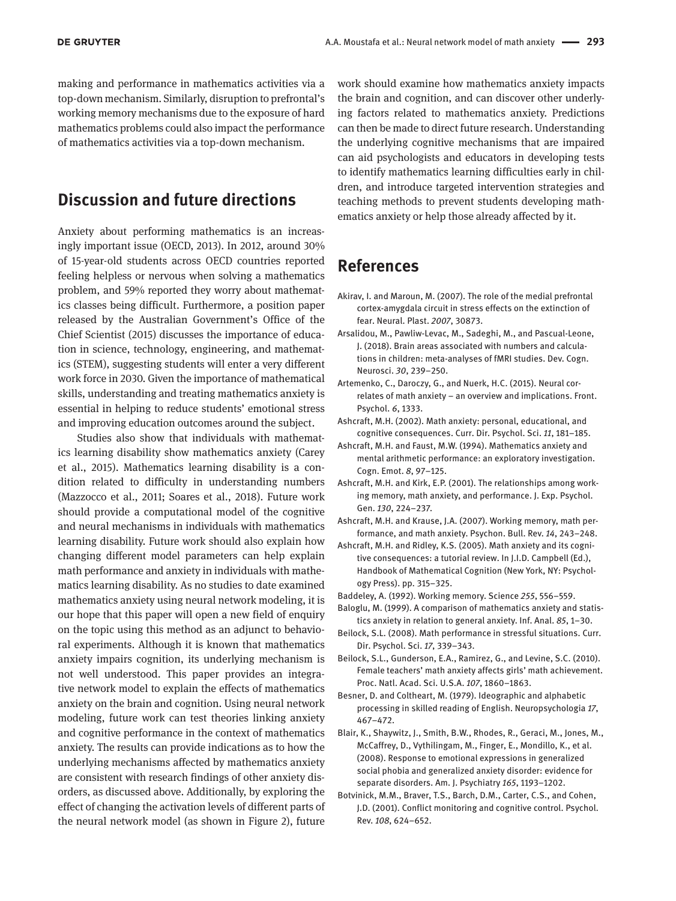making and performance in mathematics activities via a top-down mechanism. Similarly, disruption to prefrontal's working memory mechanisms due to the exposure of hard mathematics problems could also impact the performance of mathematics activities via a top-down mechanism.

## Discussion and future directions

Anxiety about performing mathematics is an increasingly important issue (OECD, 2013). In 2012, around 30% of 15-year-old students across OECD countries reported feeling helpless or nervous when solving a mathematics problem, and 59% reported they worry about mathematics classes being difficult. Furthermore, a position paper released by the Australian Government's Office of the Chief Scientist (2015) discusses the importance of education in science, technology, engineering, and mathematics (STEM), suggesting students will enter a very different work force in 2030. Given the importance of mathematical skills, understanding and treating mathematics anxiety is essential in helping to reduce students' emotional stress and improving education outcomes around the subject.

Studies also show that individuals with mathematics learning disability show mathematics anxiety (Carey et al., 2015). Mathematics learning disability is a condition related to difficulty in understanding numbers (Mazzocco et al., 2011; Soares et al., 2018). Future work should provide a computational model of the cognitive and neural mechanisms in individuals with mathematics learning disability. Future work should also explain how changing different model parameters can help explain math performance and anxiety in individuals with mathematics learning disability. As no studies to date examined mathematics anxiety using neural network modeling, it is our hope that this paper will open a new field of enquiry on the topic using this method as an adjunct to behavioral experiments. Although it is known that mathematics anxiety impairs cognition, its underlying mechanism is not well understood. This paper provides an integrative network model to explain the effects of mathematics anxiety on the brain and cognition. Using neural network modeling, future work can test theories linking anxiety and cognitive performance in the context of mathematics anxiety. The results can provide indications as to how the underlying mechanisms affected by mathematics anxiety are consistent with research findings of other anxiety disorders, as discussed above. Additionally, by exploring the effect of changing the activation levels of different parts of the neural network model (as shown in Figure 2), future work should examine how mathematics anxiety impacts the brain and cognition, and can discover other underlying factors related to mathematics anxiety. Predictions can then be made to direct future research. Understanding the underlying cognitive mechanisms that are impaired can aid psychologists and educators in developing tests to identify mathematics learning difficulties early in children, and introduce targeted intervention strategies and teaching methods to prevent students developing mathematics anxiety or help those already affected by it.

## References

Akirav, I. and Maroun, M. (2007). The role of the medial prefrontal cortex-amygdala circuit in stress effects on the extinction of fear. Neural. Plast. *2007*, 30873.

Arsalidou, M., Pawliw-Levac, M., Sadeghi, M., and Pascual-Leone, J. (2018). Brain areas associated with numbers and calculations in children: meta-analyses of fMRI studies. Dev. Cogn. Neurosci. *30*, 239–250.

Artemenko, C., Daroczy, G., and Nuerk, H.C. (2015). Neural correlates of math anxiety – an overview and implications. Front. Psychol. *6*, 1333.

Ashcraft, M.H. (2002). Math anxiety: personal, educational, and cognitive consequences. Curr. Dir. Psychol. Sci. *11*, 181–185.

Ashcraft, M.H. and Faust, M.W. (1994). Mathematics anxiety and mental arithmetic performance: an exploratory investigation. Cogn. Emot. *8*, 97–125.

Ashcraft, M.H. and Kirk, E.P. (2001). The relationships among working memory, math anxiety, and performance. J. Exp. Psychol. Gen. *130*, 224–237.

Ashcraft, M.H. and Krause, J.A. (2007). Working memory, math performance, and math anxiety. Psychon. Bull. Rev. *14*, 243–248.

Ashcraft, M.H. and Ridley, K.S. (2005). Math anxiety and its cognitive consequences: a tutorial review. In J.I.D. Campbell (Ed.), Handbook of Mathematical Cognition (New York, NY: Psychology Press). pp. 315–325.

Baddeley, A. (1992). Working memory. Science *255*, 556–559.

Baloglu, M. (1999). A comparison of mathematics anxiety and statistics anxiety in relation to general anxiety. Inf. Anal. *85*, 1–30.

Beilock, S.L. (2008). Math performance in stressful situations. Curr. Dir. Psychol. Sci. *17*, 339–343.

Beilock, S.L., Gunderson, E.A., Ramirez, G., and Levine, S.C. (2010). Female teachers' math anxiety affects girls' math achievement. Proc. Natl. Acad. Sci. U.S.A. *107*, 1860–1863.

Besner, D. and Coltheart, M. (1979). Ideographic and alphabetic processing in skilled reading of English. Neuropsychologia *17*, 467–472.

Blair, K., Shaywitz, J., Smith, B.W., Rhodes, R., Geraci, M., Jones, M., McCaffrey, D., Vythilingam, M., Finger, E., Mondillo, K., et al. (2008). Response to emotional expressions in generalized social phobia and generalized anxiety disorder: evidence for separate disorders. Am. J. Psychiatry *165*, 1193–1202.

Botvinick, M.M., Braver, T.S., Barch, D.M., Carter, C.S., and Cohen, J.D. (2001). Conflict monitoring and cognitive control. Psychol. Rev. *108*, 624–652.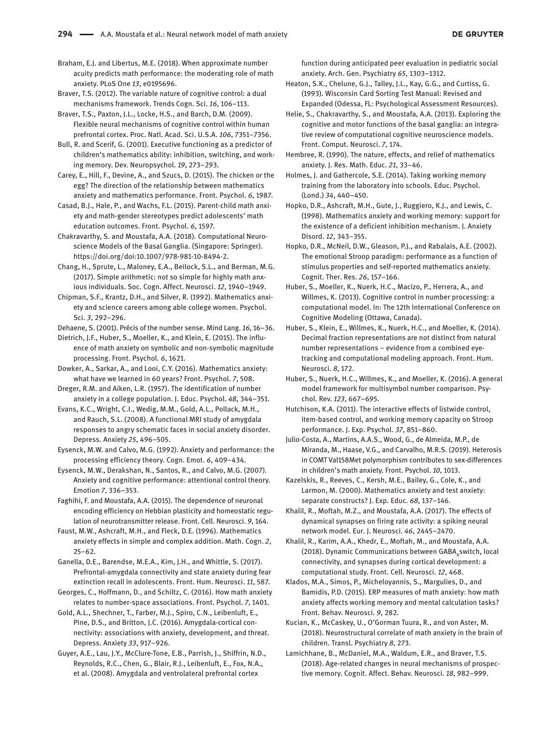Braham, E.J. and Libertus, M.E. (2018). When approximate number acuity predicts math performance: the moderating role of math anxiety. PLoS One *13*, e0195696.

Braver, T.S. (2012). The variable nature of cognitive control: a dual mechanisms framework. Trends Cogn. Sci. *16*, 106–113.

Braver, T.S., Paxton, J.L., Locke, H.S., and Barch, D.M. (2009). Flexible neural mechanisms of cognitive control within human prefrontal cortex. Proc. Natl. Acad. Sci. U.S.A. *106*, 7351–7356.

Bull, R. and Scerif, G. (2001). Executive functioning as a predictor of children's mathematics ability: inhibition, switching, and working memory. Dev. Neuropsychol. *19*, 273–293.

Carey, E., Hill, F., Devine, A., and Szucs, D. (2015). The chicken or the egg? The direction of the relationship between mathematics anxiety and mathematics performance. Front. Psychol. *6*, 1987.

Casad, B.J., Hale, P., and Wachs, F.L. (2015). Parent-child math anxiety and math-gender stereotypes predict adolescents' math education outcomes. Front. Psychol. *6*, 1597.

Chakravarthy, S. and Moustafa, A.A. (2018). Computational Neuroscience Models of the Basal Ganglia. (Singapore: Springer). https://doi.org/doi:10.1007/978-981-10-8494-2.

Chang, H., Sprute, L., Maloney, E.A., Beilock, S.L., and Berman, M.G. (2017). Simple arithmetic: not so simple for highly math anxious individuals. Soc. Cogn. Affect. Neurosci. *12*, 1940–1949.

Chipman, S.F., Krantz, D.H., and Silver, R. (1992). Mathematics anxiety and science careers among able college women. Psychol. Sci. *3*, 292–296.

Dehaene, S. (2001). Précis of the number sense. Mind Lang. *16*, 16–36.

Dietrich, J.F., Huber, S., Moeller, K., and Klein, E. (2015). The influence of math anxiety on symbolic and non-symbolic magnitude processing. Front. Psychol. *6*, 1621.

Dowker, A., Sarkar, A., and Looi, C.Y. (2016). Mathematics anxiety: what have we learned in 60 years? Front. Psychol. *7*, 508.

Dreger, R.M. and Aiken, L.R. (1957). The identification of number anxiety in a college population. J. Educ. Psychol. *48*, 344–351.

Evans, K.C., Wright, C.I., Wedig, M.M., Gold, A.L., Pollack, M.H., and Rauch, S.L. (2008). A functional MRI study of amygdala responses to angry schematic faces in social anxiety disorder. Depress. Anxiety *25*, 496–505.

Eysenck, M.W. and Calvo, M.G. (1992). Anxiety and performance: the processing efficiency theory. Cogn. Emot. *6*, 409–434.

Eysenck, M.W., Derakshan, N., Santos, R., and Calvo, M.G. (2007). Anxiety and cognitive performance: attentional control theory. Emotion *7*, 336–353.

Faghihi, F. and Moustafa, A.A. (2015). The dependence of neuronal encoding efficiency on Hebbian plasticity and homeostatic regulation of neurotransmitter release. Front. Cell. Neurosci. *9*, 164.

Faust, M.W., Ashcraft, M.H., and Fleck, D.E. (1996). Mathematics anxiety effects in simple and complex addition. Math. Cogn. *2*, 25–62.

Ganella, D.E., Barendse, M.E.A., Kim, J.H., and Whittle, S. (2017). Prefrontal-amygdala connectivity and state anxiety during fear extinction recall in adolescents. Front. Hum. Neurosci. *11*, 587.

Georges, C., Hoffmann, D., and Schiltz, C. (2016). How math anxiety relates to number-space associations. Front. Psychol. *7*, 1401.

Gold, A.L., Shechner, T., Farber, M.J., Spiro, C.N., Leibenluft, E., Pine, D.S., and Britton, J.C. (2016). Amygdala-cortical connectivity: associations with anxiety, development, and threat. Depress. Anxiety *33*, 917–926.

Guyer, A.E., Lau, J.Y., McClure-Tone, E.B., Parrish, J., Shiffrin, N.D., Reynolds, R.C., Chen, G., Blair, R.J., Leibenluft, E., Fox, N.A., et al. (2008). Amygdala and ventrolateral prefrontal cortex function during anticipated peer evaluation in pediatric social anxiety. Arch. Gen. Psychiatry *65*, 1303–1312.

Heaton, S.K., Chelune, G.J., Talley, J.L., Kay, G.G., and Curtiss, G. (1993). Wisconsin Card Sorting Test Manual: Revised and Expanded (Odessa, FL: Psychological Assessment Resources).

Helie, S., Chakravarthy, S., and Moustafa, A.A. (2013). Exploring the cognitive and motor functions of the basal ganglia: an integrative review of computational cognitive neuroscience models. Front. Comput. Neurosci. *7*, 174.

Hembree, R. (1990). The nature, effects, and relief of mathematics anxiety. J. Res. Math. Educ. *21*, 33–46.

Holmes, J. and Gathercole, S.E. (2014). Taking working memory training from the laboratory into schools. Educ. Psychol. (Lond.) *34*, 440–450.

Hopko, D.R., Ashcraft, M.H., Gute, J., Ruggiero, K.J., and Lewis, C. (1998). Mathematics anxiety and working memory: support for the existence of a deficient inhibition mechanism. J. Anxiety Disord. *12*, 343–355.

Hopko, D.R., McNeil, D.W., Gleason, P.J., and Rabalais, A.E. (2002). The emotional Stroop paradigm: performance as a function of stimulus properties and self-reported mathematics anxiety. Cognit. Ther. Res. *26*, 157–166.

Huber, S., Moeller, K., Nuerk, H.C., Macizo, P., Herrera, A., and Willmes, K. (2013). Cognitive control in number processing: a computational model. In: The 12th International Conference on Cognitive Modeling (Ottawa, Canada).

Huber, S., Klein, E., Willmes, K., Nuerk, H.C., and Moeller, K. (2014). Decimal fraction representations are not distinct from natural number representations – evidence from a combined eye-tracking and computational modeling approach. Front. Hum. Neurosci. *8*, 172.

Huber, S., Nuerk, H.C., Willmes, K., and Moeller, K. (2016). A general model framework for multisymbol number comparison. Psychol. Rev. *123*, 667–695.

Hutchison, K.A. (2011). The interactive effects of listwide control, item-based control, and working memory capacity on Stroop performance. J. Exp. Psychol. *37*, 851–860.

Julio-Costa, A., Martins, A.A.S., Wood, G., de Almeida, M.P., de Miranda, M., Haase, V.G., and Carvalho, M.R.S. (2019). Heterosis in COMT Val158Met polymorphism contributes to sex-differences in children's math anxiety. Front. Psychol. *10*, 1013.

Kazelskis, R., Reeves, C., Kersh, M.E., Bailey, G., Cole, K., and Larmon, M. (2000). Mathematics anxiety and test anxiety: separate constructs? J. Exp. Educ. *68*, 137–146.

Khalil, R., Moftah, M.Z., and Moustafa, A.A. (2017). The effects of dynamical synapses on firing rate activity: a spiking neural network model. Eur. J. Neurosci. *46*, 2445–2470.

Khalil, R., Karim, A.A., Khedr, E., Moftah, M., and Moustafa, A.A. (2018). Dynamic Communications between $GABA_A$switch, local connectivity, and synapses during cortical development: a computational study. Front. Cell. Neurosci. *12*, 468.

Klados, M.A., Simos, P., Micheloyannis, S., Margulies, D., and Bamidis, P.D. (2015). ERP measures of math anxiety: how math anxiety affects working memory and mental calculation tasks? Front. Behav. Neurosci. *9*, 282.

Kucian, K., McCaskey, U., O'Gorman Tuura, R., and von Aster, M. (2018). Neurostructural correlate of math anxiety in the brain of children. Transl. Psychiatry *8*, 273.

Lamichhane, B., McDaniel, M.A., Waldum, E.R., and Braver, T.S. (2018). Age-related changes in neural mechanisms of prospective memory. Cognit. Affect. Behav. Neurosci. *18*, 982–999.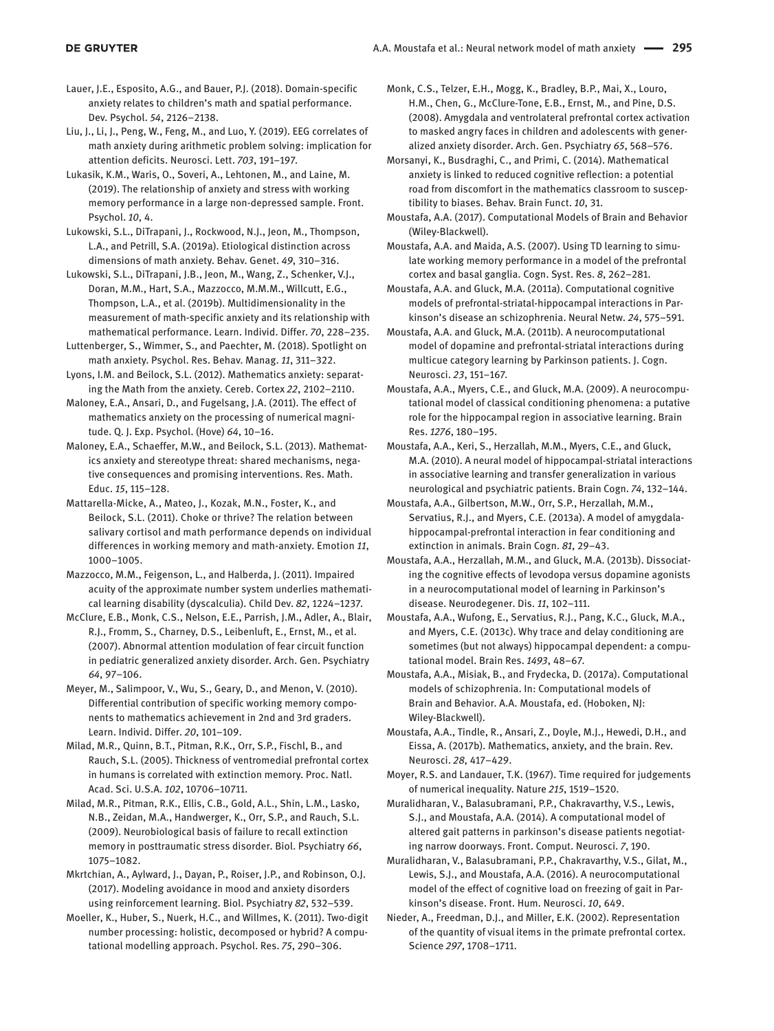Lauer, J.E., Esposito, A.G., and Bauer, P.J. (2018). Domain-specific anxiety relates to children's math and spatial performance. Dev. Psychol. *54*, 2126–2138.

Liu, J., Li, J., Peng, W., Feng, M., and Luo, Y. (2019). EEG correlates of math anxiety during arithmetic problem solving: implication for attention deficits. Neurosci. Lett. *703*, 191–197.

Lukasik, K.M., Waris, O., Soveri, A., Lehtonen, M., and Laine, M. (2019). The relationship of anxiety and stress with working memory performance in a large non-depressed sample. Front. Psychol. *10*, 4.

Lukowski, S.L., DiTrapani, J., Rockwood, N.J., Jeon, M., Thompson, L.A., and Petrill, S.A. (2019a). Etiological distinction across dimensions of math anxiety. Behav. Genet. *49*, 310–316.

Lukowski, S.L., DiTrapani, J.B., Jeon, M., Wang, Z., Schenker, V.J., Doran, M.M., Hart, S.A., Mazzocco, M.M.M., Willcutt, E.G., Thompson, L.A., et al. (2019b). Multidimensionality in the measurement of math-specific anxiety and its relationship with mathematical performance. Learn. Individ. Differ. *70*, 228–235.

Luttenberger, S., Wimmer, S., and Paechter, M. (2018). Spotlight on math anxiety. Psychol. Res. Behav. Manag. *11*, 311–322.

Lyons, I.M. and Beilock, S.L. (2012). Mathematics anxiety: separating the Math from the anxiety. Cereb. Cortex *22*, 2102–2110.

Maloney, E.A., Ansari, D., and Fugelsang, J.A. (2011). The effect of mathematics anxiety on the processing of numerical magnitude. Q. J. Exp. Psychol. (Hove) *64*, 10–16.

Maloney, E.A., Schaeffer, M.W., and Beilock, S.L. (2013). Mathematics anxiety and stereotype threat: shared mechanisms, negative consequences and promising interventions. Res. Math. Educ. *15*, 115–128.

Mattarella-Micke, A., Mateo, J., Kozak, M.N., Foster, K., and Beilock, S.L. (2011). Choke or thrive? The relation between salivary cortisol and math performance depends on individual differences in working memory and math-anxiety. Emotion *11*, 1000–1005.

Mazzocco, M.M., Feigenson, L., and Halberda, J. (2011). Impaired acuity of the approximate number system underlies mathematical learning disability (dyscalculia). Child Dev. *82*, 1224–1237.

McClure, E.B., Monk, C.S., Nelson, E.E., Parrish, J.M., Adler, A., Blair, R.J., Fromm, S., Charney, D.S., Leibenluft, E., Ernst, M., et al. (2007). Abnormal attention modulation of fear circuit function in pediatric generalized anxiety disorder. Arch. Gen. Psychiatry *64*, 97–106.

Meyer, M., Salimpoor, V., Wu, S., Geary, D., and Menon, V. (2010). Differential contribution of specific working memory components to mathematics achievement in 2nd and 3rd graders. Learn. Individ. Differ. *20*, 101–109.

Milad, M.R., Quinn, B.T., Pitman, R.K., Orr, S.P., Fischl, B., and Rauch, S.L. (2005). Thickness of ventromedial prefrontal cortex in humans is correlated with extinction memory. Proc. Natl. Acad. Sci. U.S.A. *102*, 10706–10711.

Milad, M.R., Pitman, R.K., Ellis, C.B., Gold, A.L., Shin, L.M., Lasko, N.B., Zeidan, M.A., Handwerger, K., Orr, S.P., and Rauch, S.L. (2009). Neurobiological basis of failure to recall extinction memory in posttraumatic stress disorder. Biol. Psychiatry *66*, 1075–1082.

Mkrtchian, A., Aylward, J., Dayan, P., Roiser, J.P., and Robinson, O.J. (2017). Modeling avoidance in mood and anxiety disorders using reinforcement learning. Biol. Psychiatry *82*, 532–539.

Moeller, K., Huber, S., Nuerk, H.C., and Willmes, K. (2011). Two-digit number processing: holistic, decomposed or hybrid? A computational modelling approach. Psychol. Res. *75*, 290–306.

Monk, C.S., Telzer, E.H., Mogg, K., Bradley, B.P., Mai, X., Louro, H.M., Chen, G., McClure-Tone, E.B., Ernst, M., and Pine, D.S. (2008). Amygdala and ventrolateral prefrontal cortex activation to masked angry faces in children and adolescents with generalized anxiety disorder. Arch. Gen. Psychiatry *65*, 568–576.

Morsanyi, K., Busdraghi, C., and Primi, C. (2014). Mathematical anxiety is linked to reduced cognitive reflection: a potential road from discomfort in the mathematics classroom to susceptibility to biases. Behav. Brain Funct. *10*, 31.

Moustafa, A.A. (2017). Computational Models of Brain and Behavior (Wiley-Blackwell).

Moustafa, A.A. and Maida, A.S. (2007). Using TD learning to simulate working memory performance in a model of the prefrontal cortex and basal ganglia. Cogn. Syst. Res. *8*, 262–281.

Moustafa, A.A. and Gluck, M.A. (2011a). Computational cognitive models of prefrontal-striatal-hippocampal interactions in Parkinson's disease an schizophrenia. Neural Netw. *24*, 575–591.

Moustafa, A.A. and Gluck, M.A. (2011b). A neurocomputational model of dopamine and prefrontal-striatal interactions during multicue category learning by Parkinson patients. J. Cogn. Neurosci. *23*, 151–167.

Moustafa, A.A., Myers, C.E., and Gluck, M.A. (2009). A neurocomputational model of classical conditioning phenomena: a putative role for the hippocampal region in associative learning. Brain Res. *1276*, 180–195.

Moustafa, A.A., Keri, S., Herzallah, M.M., Myers, C.E., and Gluck, M.A. (2010). A neural model of hippocampal-striatal interactions in associative learning and transfer generalization in various neurological and psychiatric patients. Brain Cogn. *74*, 132–144.

Moustafa, A.A., Gilbertson, M.W., Orr, S.P., Herzallah, M.M., Servatius, R.J., and Myers, C.E. (2013a). A model of amygdala-hippocampal-prefrontal interaction in fear conditioning and extinction in animals. Brain Cogn. *81*, 29–43.

Moustafa, A.A., Herzallah, M.M., and Gluck, M.A. (2013b). Dissociating the cognitive effects of levodopa versus dopamine agonists in a neurocomputational model of learning in Parkinson's disease. Neurodegener. Dis. *11*, 102–111.

Moustafa, A.A., Wufong, E., Servatius, R.J., Pang, K.C., Gluck, M.A., and Myers, C.E. (2013c). Why trace and delay conditioning are sometimes (but not always) hippocampal dependent: a computational model. Brain Res. *1493*, 48–67.

Moustafa, A.A., Misiak, B., and Frydecka, D. (2017a). Computational models of schizophrenia. In: Computational models of Brain and Behavior. A.A. Moustafa, ed. (Hoboken, NJ: Wiley-Blackwell).

Moustafa, A.A., Tindle, R., Ansari, Z., Doyle, M.J., Hewedi, D.H., and Eissa, A. (2017b). Mathematics, anxiety, and the brain. Rev. Neurosci. *28*, 417–429.

Moyer, R.S. and Landauer, T.K. (1967). Time required for judgements of numerical inequality. Nature *215*, 1519–1520.

Muralidharan, V., Balasubramani, P.P., Chakravarthy, V.S., Lewis, S.J., and Moustafa, A.A. (2014). A computational model of altered gait patterns in parkinson's disease patients negotiating narrow doorways. Front. Comput. Neurosci. *7*, 190.

Muralidharan, V., Balasubramani, P.P., Chakravarthy, V.S., Gilat, M., Lewis, S.J., and Moustafa, A.A. (2016). A neurocomputational model of the effect of cognitive load on freezing of gait in Parkinson's disease. Front. Hum. Neurosci. *10*, 649.

Nieder, A., Freedman, D.J., and Miller, E.K. (2002). Representation of the quantity of visual items in the primate prefrontal cortex. Science *297*, 1708–1711.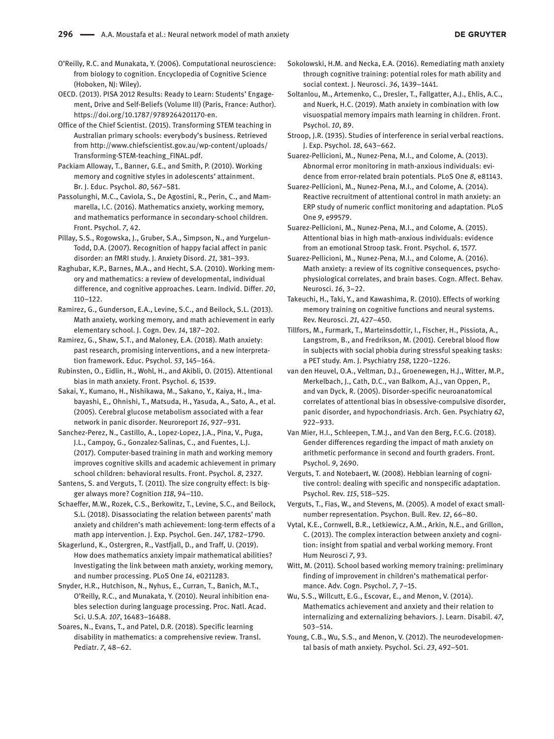O'Reilly, R.C. and Munakata, Y. (2006). Computational neuroscience: from biology to cognition. Encyclopedia of Cognitive Science (Hoboken, NJ: Wiley).

OECD. (2013). PISA 2012 Results: Ready to Learn: Students' Engagement, Drive and Self-Beliefs (Volume III) (Paris, France: Author). https://doi.org/10.1787/9789264201170-en.

Office of the Chief Scientist. (2015). Transforming STEM teaching in Australian primary schools: everybody's business. Retrieved from http://www.chiefscientist.gov.au/wp-content/uploads/Transforming-STEM-teaching_FINAL.pdf.

Packiam Alloway, T., Banner, G.E., and Smith, P. (2010). Working memory and cognitive styles in adolescents' attainment. Br. J. Educ. Psychol. *80*, 567–581.

Passolunghi, M.C., Caviola, S., De Agostini, R., Perin, C., and Mammarella, I.C. (2016). Mathematics anxiety, working memory, and mathematics performance in secondary-school children. Front. Psychol. *7*, 42.

Pillay, S.S., Rogowska, J., Gruber, S.A., Simpson, N., and Yurgelun-Todd, D.A. (2007). Recognition of happy facial affect in panic disorder: an fMRI study. J. Anxiety Disord. *21*, 381–393.

Raghubar, K.P., Barnes, M.A., and Hecht, S.A. (2010). Working memory and mathematics: a review of developmental, individual difference, and cognitive approaches. Learn. Individ. Differ. *20*, 110–122.

Ramirez, G., Gunderson, E.A., Levine, S.C., and Beilock, S.L. (2013). Math anxiety, working memory, and math achievement in early elementary school. J. Cogn. Dev. *14*, 187–202.

Ramirez, G., Shaw, S.T., and Maloney, E.A. (2018). Math anxiety: past research, promising interventions, and a new interpretation framework. Educ. Psychol. *53*, 145–164.

Rubinsten, O., Eidlin, H., Wohl, H., and Akibli, O. (2015). Attentional bias in math anxiety. Front. Psychol. *6*, 1539.

Sakai, Y., Kumano, H., Nishikawa, M., Sakano, Y., Kaiya, H., Imabayashi, E., Ohnishi, T., Matsuda, H., Yasuda, A., Sato, A., et al. (2005). Cerebral glucose metabolism associated with a fear network in panic disorder. Neuroreport *16*, 927–931.

Sanchez-Perez, N., Castillo, A., Lopez-Lopez, J.A., Pina, V., Puga, J.L., Campoy, G., Gonzalez-Salinas, C., and Fuentes, L.J. (2017). Computer-based training in math and working memory improves cognitive skills and academic achievement in primary school children: behavioral results. Front. Psychol. *8*, 2327.

Santens, S. and Verguts, T. (2011). The size congruity effect: Is bigger always more? Cognition *118*, 94–110.

Schaeffer, M.W., Rozek, C.S., Berkowitz, T., Levine, S.C., and Beilock, S.L. (2018). Disassociating the relation between parents' math anxiety and children's math achievement: long-term effects of a math app intervention. J. Exp. Psychol. Gen. *147*, 1782–1790.

Skagerlund, K., Ostergren, R., Vastfjall, D., and Traff, U. (2019). How does mathematics anxiety impair mathematical abilities? Investigating the link between math anxiety, working memory, and number processing. PLoS One *14*, e0211283.

Snyder, H.R., Hutchison, N., Nyhus, E., Curran, T., Banich, M.T., O'Reilly, R.C., and Munakata, Y. (2010). Neural inhibition enables selection during language processing. Proc. Natl. Acad. Sci. U.S.A. *107*, 16483–16488.

Soares, N., Evans, T., and Patel, D.R. (2018). Specific learning disability in mathematics: a comprehensive review. Transl. Pediatr. *7*, 48–62.

Sokolowski, H.M. and Necka, E.A. (2016). Remediating math anxiety through cognitive training: potential roles for math ability and social context. J. Neurosci. *36*, 1439–1441.

Soltanlou, M., Artemenko, C., Dresler, T., Fallgatter, A.J., Ehlis, A.C., and Nuerk, H.C. (2019). Math anxiety in combination with low visuospatial memory impairs math learning in children. Front. Psychol. *10*, 89.

Stroop, J.R. (1935). Studies of interference in serial verbal reactions. J. Exp. Psychol. *18*, 643–662.

Suarez-Pellicioni, M., Nunez-Pena, M.I., and Colome, A. (2013). Abnormal error monitoring in math-anxious individuals: evidence from error-related brain potentials. PLoS One *8*, e81143.

Suarez-Pellicioni, M., Nunez-Pena, M.I., and Colome, A. (2014). Reactive recruitment of attentional control in math anxiety: an ERP study of numeric conflict monitoring and adaptation. PLoS One *9*, e99579.

Suarez-Pellicioni, M., Nunez-Pena, M.I., and Colome, A. (2015). Attentional bias in high math-anxious individuals: evidence from an emotional Stroop task. Front. Psychol. *6*, 1577.

Suarez-Pellicioni, M., Nunez-Pena, M.I., and Colome, A. (2016). Math anxiety: a review of its cognitive consequences, psychophysiological correlates, and brain bases. Cogn. Affect. Behav. Neurosci. *16*, 3–22.

Takeuchi, H., Taki, Y., and Kawashima, R. (2010). Effects of working memory training on cognitive functions and neural systems. Rev. Neurosci. *21*, 427–450.

Tillfors, M., Furmark, T., Marteinsdottir, I., Fischer, H., Pissiota, A., Langstrom, B., and Fredrikson, M. (2001). Cerebral blood flow in subjects with social phobia during stressful speaking tasks: a PET study. Am. J. Psychiatry *158*, 1220–1226.

van den Heuvel, O.A., Veltman, D.J., Groenewegen, H.J., Witter, M.P., Merkelbach, J., Cath, D.C., van Balkom, A.J., van Oppen, P., and van Dyck, R. (2005). Disorder-specific neuroanatomical correlates of attentional bias in obsessive-compulsive disorder, panic disorder, and hypochondriasis. Arch. Gen. Psychiatry *62*, 922–933.

Van Mier, H.I., Schleepen, T.M.J., and Van den Berg, F.C.G. (2018). Gender differences regarding the impact of math anxiety on arithmetic performance in second and fourth graders. Front. Psychol. *9*, 2690.

Verguts, T. and Notebaert, W. (2008). Hebbian learning of cognitive control: dealing with specific and nonspecific adaptation. Psychol. Rev. *115*, 518–525.

Verguts, T., Fias, W., and Stevens, M. (2005). A model of exact small-number representation. Psychon. Bull. Rev. *12*, 66–80.

Vytal, K.E., Cornwell, B.R., Letkiewicz, A.M., Arkin, N.E., and Grillon, C. (2013). The complex interaction between anxiety and cognition: insight from spatial and verbal working memory. Front Hum Neurosci *7*, 93.

Witt, M. (2011). School based working memory training: preliminary finding of improvement in children's mathematical performance. Adv. Cogn. Psychol. *7*, 7–15.

Wu, S.S., Willcutt, E.G., Escovar, E., and Menon, V. (2014). Mathematics achievement and anxiety and their relation to internalizing and externalizing behaviors. J. Learn. Disabil. *47*, 503–514.

Young, C.B., Wu, S.S., and Menon, V. (2012). The neurodevelopmental basis of math anxiety. Psychol. Sci. *23*, 492–501.